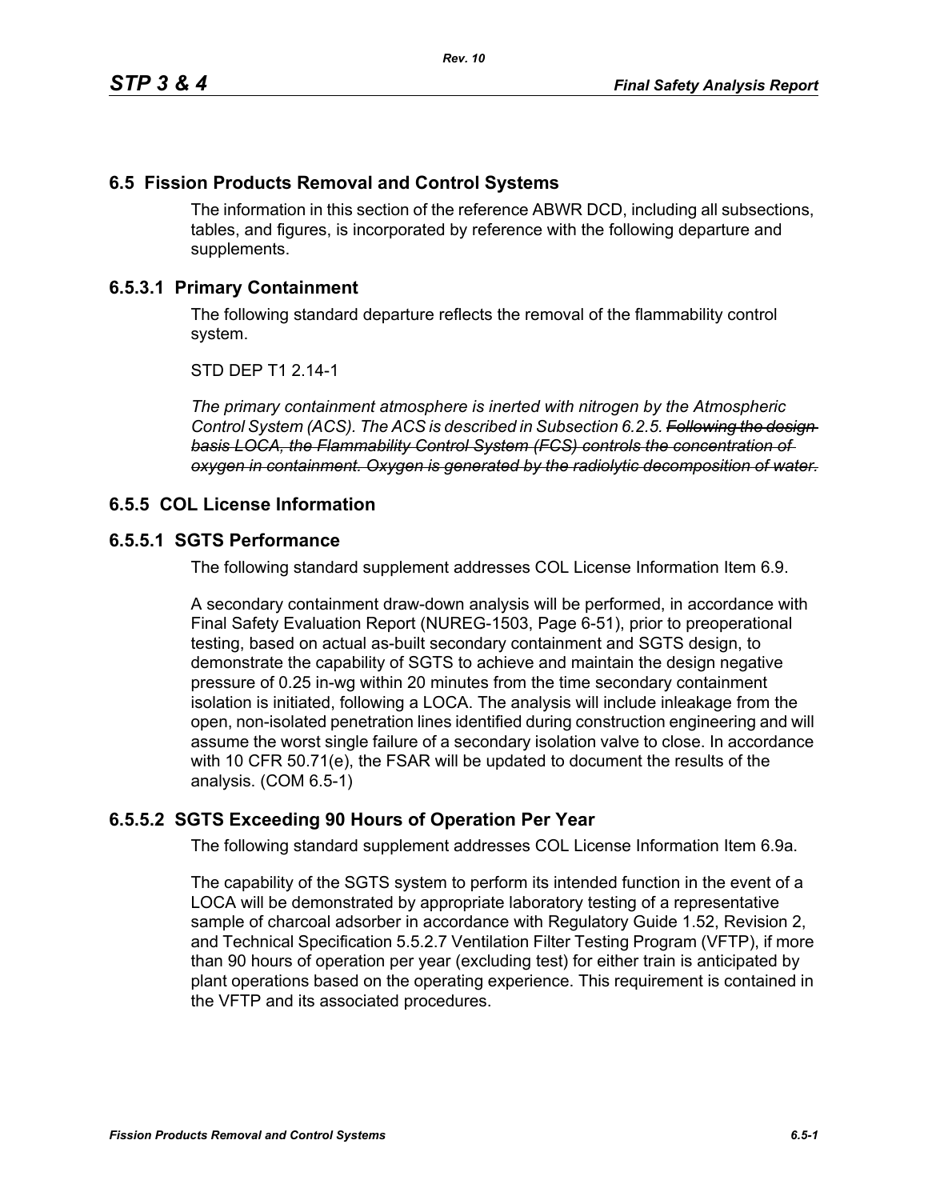## 6.5 Fission Products Removal and Control Systems

The information in this section of the reference ABWR DCD, including all subsections, tables, and figures, is incorporated by reference with the following departure and supplements.

### 6.5.3.1 Primary Containment

The following standard departure reflects the removal of the flammability control system.

STD DEP T1 2.14-1

*The primary containment atmosphere is inerted with nitrogen by the Atmospheric Control System (ACS). The ACS is described in Subsection 6.2.5.* ~~*Following the design basis LOCA, the Flammability Control System (FCS) controls the concentration of oxygen in containment. Oxygen is generated by the radiolytic decomposition of water.*~~

### 6.5.5 COL License Information

### 6.5.5.1 SGTS Performance

The following standard supplement addresses COL License Information Item 6.9.

A secondary containment draw-down analysis will be performed, in accordance with Final Safety Evaluation Report (NUREG-1503, Page 6-51), prior to preoperational testing, based on actual as-built secondary containment and SGTS design, to demonstrate the capability of SGTS to achieve and maintain the design negative pressure of 0.25 in-wg within 20 minutes from the time secondary containment isolation is initiated, following a LOCA. The analysis will include inleakage from the open, non-isolated penetration lines identified during construction engineering and will assume the worst single failure of a secondary isolation valve to close. In accordance with 10 CFR 50.71(e), the FSAR will be updated to document the results of the analysis. (COM 6.5-1)

### 6.5.5.2 SGTS Exceeding 90 Hours of Operation Per Year

The following standard supplement addresses COL License Information Item 6.9a.

The capability of the SGTS system to perform its intended function in the event of a LOCA will be demonstrated by appropriate laboratory testing of a representative sample of charcoal adsorber in accordance with Regulatory Guide 1.52, Revision 2, and Technical Specification 5.5.2.7 Ventilation Filter Testing Program (VFTP), if more than 90 hours of operation per year (excluding test) for either train is anticipated by plant operations based on the operating experience. This requirement is contained in the VFTP and its associated procedures.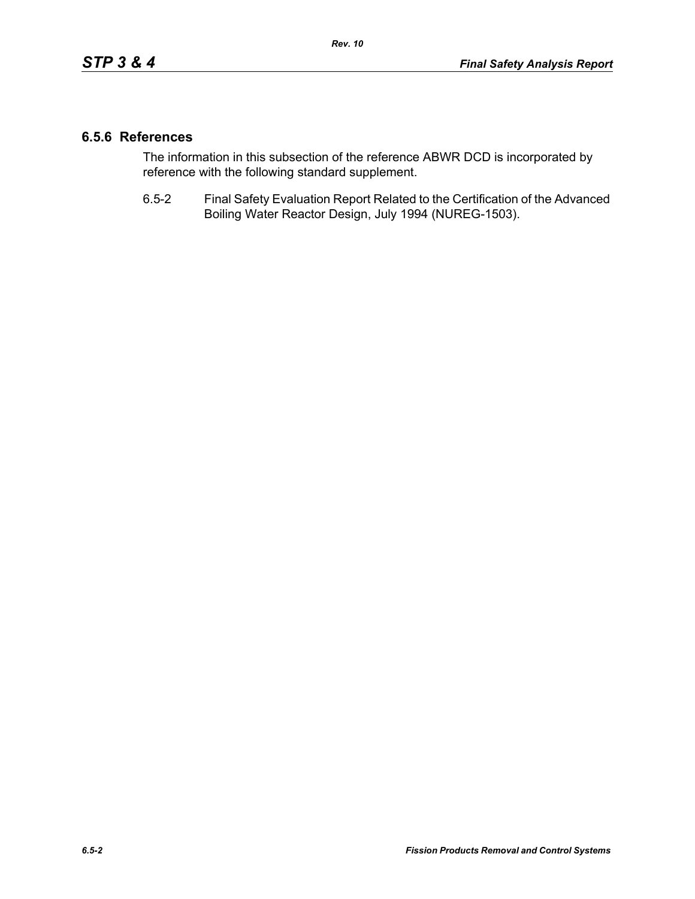### 6.5.6 References

The information in this subsection of the reference ABWR DCD is incorporated by reference with the following standard supplement.

6.5-2 Final Safety Evaluation Report Related to the Certification of the Advanced Boiling Water Reactor Design, July 1994 (NUREG-1503).